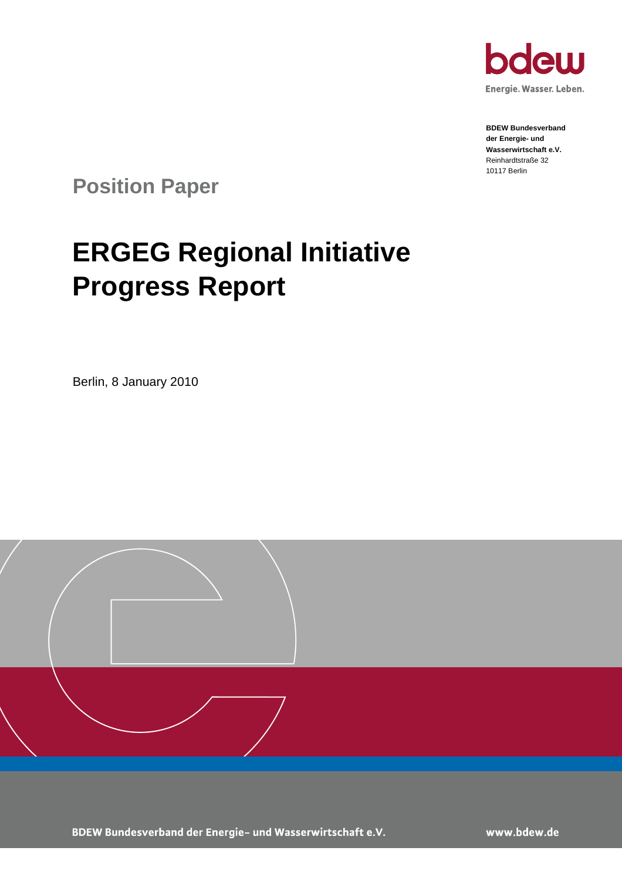**BDEW Bundesverband der Energie- und Wasserwirtschaft e.V.**
Reinhardtstraße 32
10117 Berlin

## Position Paper

# ERGEG Regional Initiative Progress Report

Berlin, 8 January 2010

BDEW Bundesverband der Energie- und Wasserwirtschaft e.V.

www.bdew.de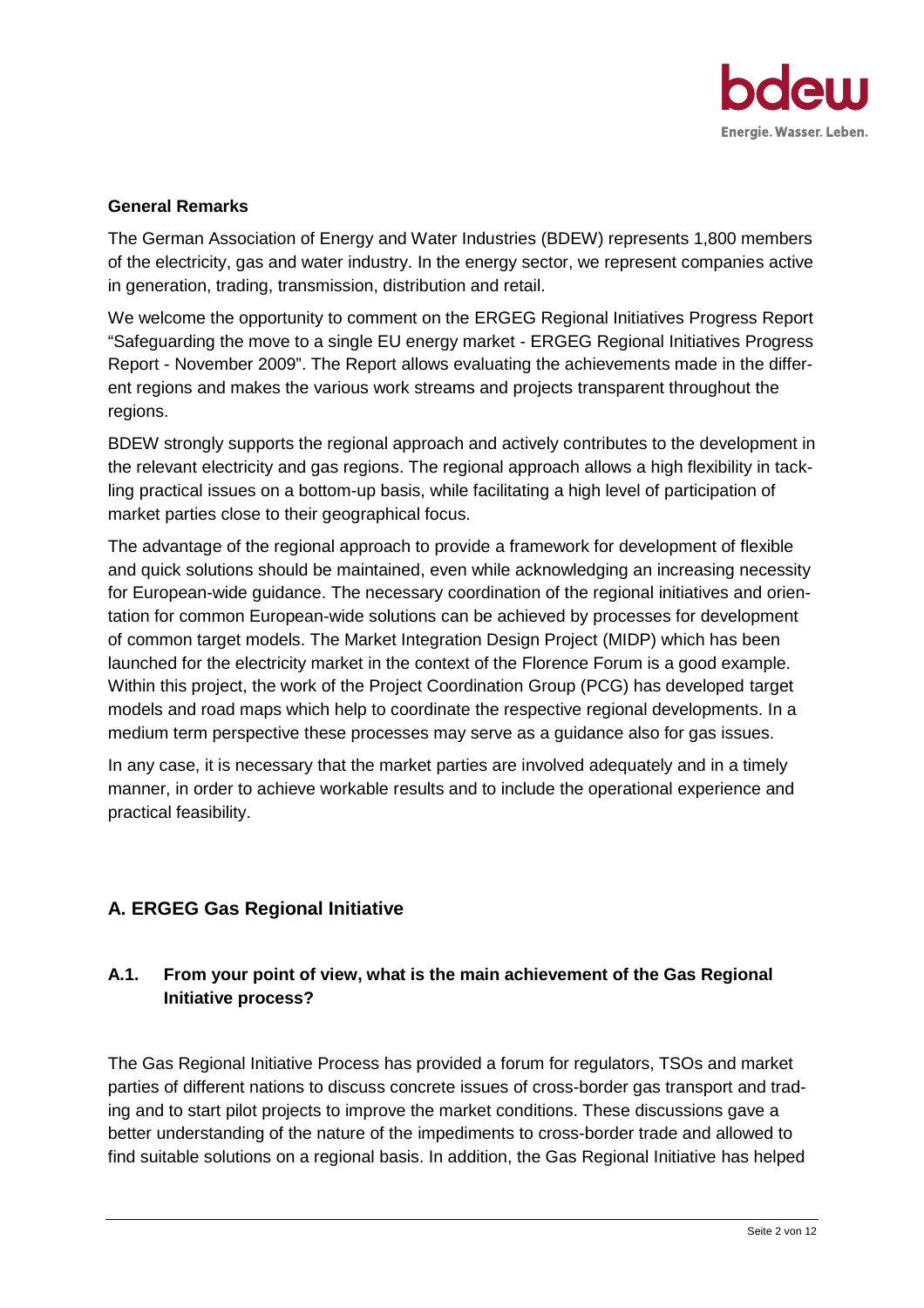**General Remarks**

The German Association of Energy and Water Industries (BDEW) represents 1,800 members of the electricity, gas and water industry. In the energy sector, we represent companies active in generation, trading, transmission, distribution and retail.

We welcome the opportunity to comment on the ERGEG Regional Initiatives Progress Report "Safeguarding the move to a single EU energy market - ERGEG Regional Initiatives Progress Report - November 2009". The Report allows evaluating the achievements made in the different regions and makes the various work streams and projects transparent throughout the regions.

BDEW strongly supports the regional approach and actively contributes to the development in the relevant electricity and gas regions. The regional approach allows a high flexibility in tackling practical issues on a bottom-up basis, while facilitating a high level of participation of market parties close to their geographical focus.

The advantage of the regional approach to provide a framework for development of flexible and quick solutions should be maintained, even while acknowledging an increasing necessity for European-wide guidance. The necessary coordination of the regional initiatives and orientation for common European-wide solutions can be achieved by processes for development of common target models. The Market Integration Design Project (MIDP) which has been launched for the electricity market in the context of the Florence Forum is a good example. Within this project, the work of the Project Coordination Group (PCG) has developed target models and road maps which help to coordinate the respective regional developments. In a medium term perspective these processes may serve as a guidance also for gas issues.

In any case, it is necessary that the market parties are involved adequately and in a timely manner, in order to achieve workable results and to include the operational experience and practical feasibility.

## A. ERGEG Gas Regional Initiative

### A.1. From your point of view, what is the main achievement of the Gas Regional Initiative process?

The Gas Regional Initiative Process has provided a forum for regulators, TSOs and market parties of different nations to discuss concrete issues of cross-border gas transport and trading and to start pilot projects to improve the market conditions. These discussions gave a better understanding of the nature of the impediments to cross-border trade and allowed to find suitable solutions on a regional basis. In addition, the Gas Regional Initiative has helped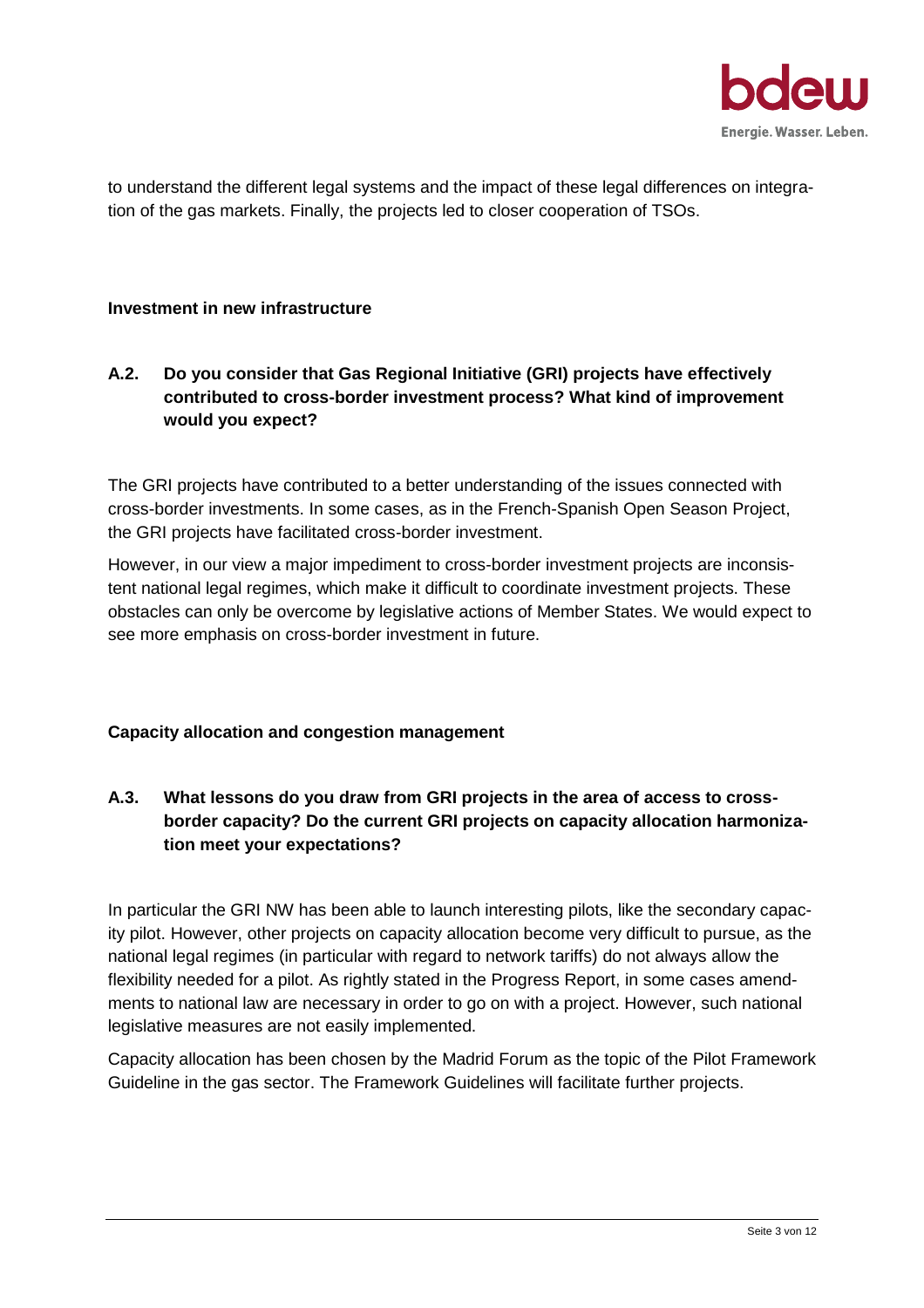to understand the different legal systems and the impact of these legal differences on integration of the gas markets. Finally, the projects led to closer cooperation of TSOs.

**Investment in new infrastructure**

**A.2. Do you consider that Gas Regional Initiative (GRI) projects have effectively contributed to cross-border investment process? What kind of improvement would you expect?**

The GRI projects have contributed to a better understanding of the issues connected with cross-border investments. In some cases, as in the French-Spanish Open Season Project, the GRI projects have facilitated cross-border investment.

However, in our view a major impediment to cross-border investment projects are inconsistent national legal regimes, which make it difficult to coordinate investment projects. These obstacles can only be overcome by legislative actions of Member States. We would expect to see more emphasis on cross-border investment in future.

**Capacity allocation and congestion management**

**A.3. What lessons do you draw from GRI projects in the area of access to cross-border capacity? Do the current GRI projects on capacity allocation harmonization meet your expectations?**

In particular the GRI NW has been able to launch interesting pilots, like the secondary capacity pilot. However, other projects on capacity allocation become very difficult to pursue, as the national legal regimes (in particular with regard to network tariffs) do not always allow the flexibility needed for a pilot. As rightly stated in the Progress Report, in some cases amendments to national law are necessary in order to go on with a project. However, such national legislative measures are not easily implemented.

Capacity allocation has been chosen by the Madrid Forum as the topic of the Pilot Framework Guideline in the gas sector. The Framework Guidelines will facilitate further projects.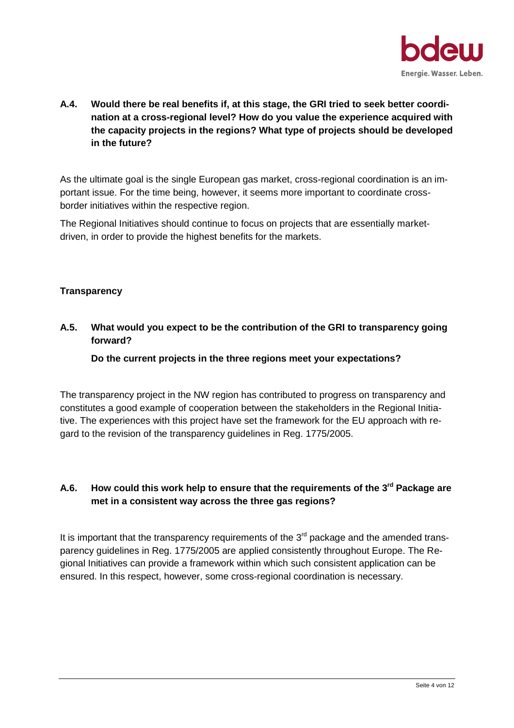**A.4. Would there be real benefits if, at this stage, the GRI tried to seek better coordination at a cross-regional level? How do you value the experience acquired with the capacity projects in the regions? What type of projects should be developed in the future?**

As the ultimate goal is the single European gas market, cross-regional coordination is an important issue. For the time being, however, it seems more important to coordinate cross-border initiatives within the respective region.

The Regional Initiatives should continue to focus on projects that are essentially market-driven, in order to provide the highest benefits for the markets.

**Transparency**

**A.5. What would you expect to be the contribution of the GRI to transparency going forward?**

**Do the current projects in the three regions meet your expectations?**

The transparency project in the NW region has contributed to progress on transparency and constitutes a good example of cooperation between the stakeholders in the Regional Initiative. The experiences with this project have set the framework for the EU approach with regard to the revision of the transparency guidelines in Reg. 1775/2005.

**A.6. How could this work help to ensure that the requirements of the 3rd Package are met in a consistent way across the three gas regions?**

It is important that the transparency requirements of the 3rd package and the amended transparency guidelines in Reg. 1775/2005 are applied consistently throughout Europe. The Regional Initiatives can provide a framework within which such consistent application can be ensured. In this respect, however, some cross-regional coordination is necessary.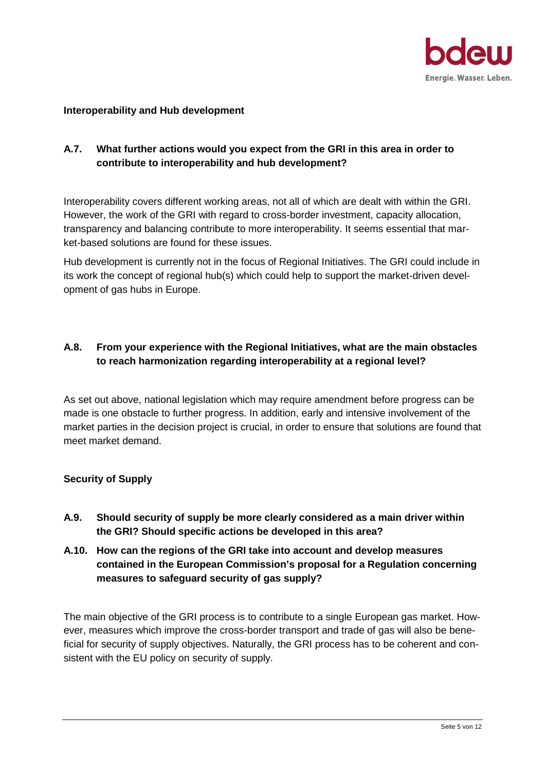**Interoperability and Hub development**

**A.7. What further actions would you expect from the GRI in this area in order to contribute to interoperability and hub development?**

Interoperability covers different working areas, not all of which are dealt with within the GRI. However, the work of the GRI with regard to cross-border investment, capacity allocation, transparency and balancing contribute to more interoperability. It seems essential that market-based solutions are found for these issues.

Hub development is currently not in the focus of Regional Initiatives. The GRI could include in its work the concept of regional hub(s) which could help to support the market-driven development of gas hubs in Europe.

**A.8. From your experience with the Regional Initiatives, what are the main obstacles to reach harmonization regarding interoperability at a regional level?**

As set out above, national legislation which may require amendment before progress can be made is one obstacle to further progress. In addition, early and intensive involvement of the market parties in the decision project is crucial, in order to ensure that solutions are found that meet market demand.

**Security of Supply**

**A.9. Should security of supply be more clearly considered as a main driver within the GRI? Should specific actions be developed in this area?**

**A.10. How can the regions of the GRI take into account and develop measures contained in the European Commission's proposal for a Regulation concerning measures to safeguard security of gas supply?**

The main objective of the GRI process is to contribute to a single European gas market. However, measures which improve the cross-border transport and trade of gas will also be beneficial for security of supply objectives. Naturally, the GRI process has to be coherent and consistent with the EU policy on security of supply.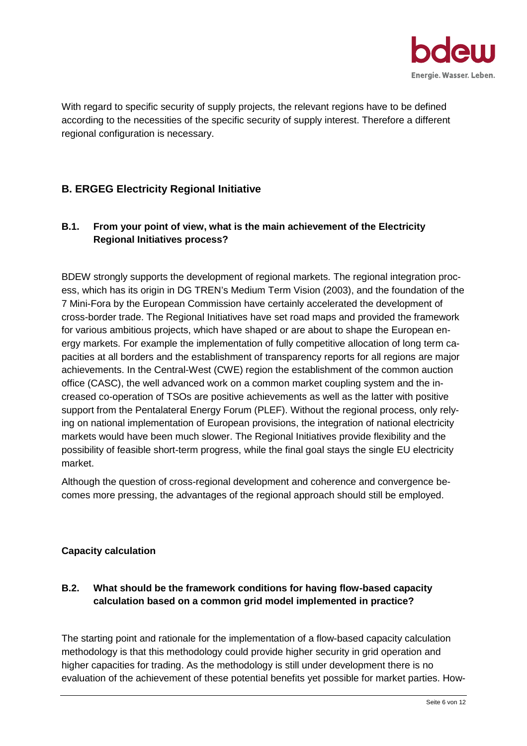With regard to specific security of supply projects, the relevant regions have to be defined according to the necessities of the specific security of supply interest. Therefore a different regional configuration is necessary.

## B. ERGEG Electricity Regional Initiative

### B.1. From your point of view, what is the main achievement of the Electricity Regional Initiatives process?

BDEW strongly supports the development of regional markets. The regional integration process, which has its origin in DG TREN's Medium Term Vision (2003), and the foundation of the 7 Mini-Fora by the European Commission have certainly accelerated the development of cross-border trade. The Regional Initiatives have set road maps and provided the framework for various ambitious projects, which have shaped or are about to shape the European energy markets. For example the implementation of fully competitive allocation of long term capacities at all borders and the establishment of transparency reports for all regions are major achievements. In the Central-West (CWE) region the establishment of the common auction office (CASC), the well advanced work on a common market coupling system and the increased co-operation of TSOs are positive achievements as well as the latter with positive support from the Pentalateral Energy Forum (PLEF). Without the regional process, only relying on national implementation of European provisions, the integration of national electricity markets would have been much slower. The Regional Initiatives provide flexibility and the possibility of feasible short-term progress, while the final goal stays the single EU electricity market.

Although the question of cross-regional development and coherence and convergence becomes more pressing, the advantages of the regional approach should still be employed.

**Capacity calculation**

### B.2. What should be the framework conditions for having flow-based capacity calculation based on a common grid model implemented in practice?

The starting point and rationale for the implementation of a flow-based capacity calculation methodology is that this methodology could provide higher security in grid operation and higher capacities for trading. As the methodology is still under development there is no evaluation of the achievement of these potential benefits yet possible for market parties. How-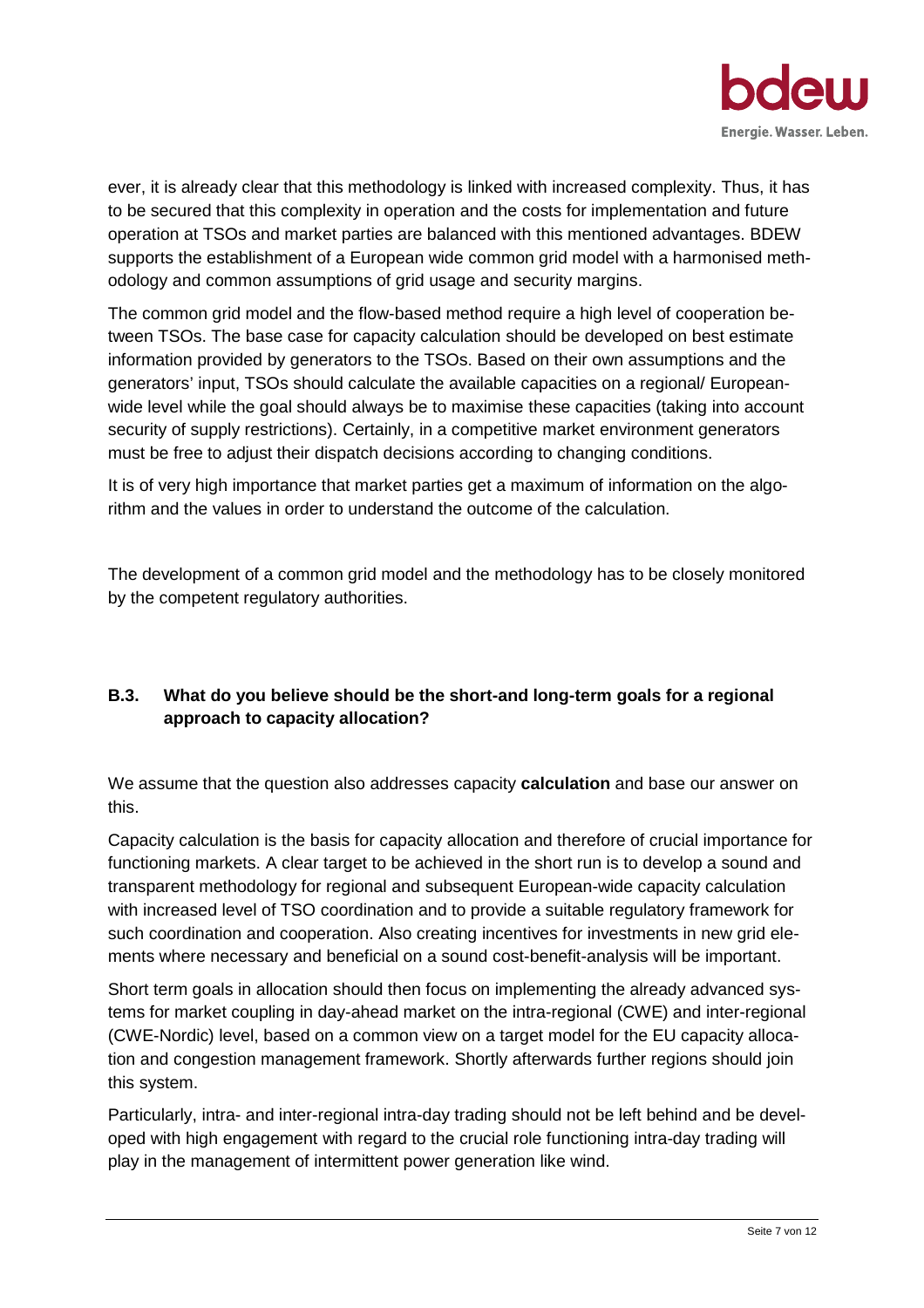ever, it is already clear that this methodology is linked with increased complexity. Thus, it has to be secured that this complexity in operation and the costs for implementation and future operation at TSOs and market parties are balanced with this mentioned advantages. BDEW supports the establishment of a European wide common grid model with a harmonised methodology and common assumptions of grid usage and security margins.

The common grid model and the flow-based method require a high level of cooperation between TSOs. The base case for capacity calculation should be developed on best estimate information provided by generators to the TSOs. Based on their own assumptions and the generators' input, TSOs should calculate the available capacities on a regional/ European-wide level while the goal should always be to maximise these capacities (taking into account security of supply restrictions). Certainly, in a competitive market environment generators must be free to adjust their dispatch decisions according to changing conditions.

It is of very high importance that market parties get a maximum of information on the algorithm and the values in order to understand the outcome of the calculation.

The development of a common grid model and the methodology has to be closely monitored by the competent regulatory authorities.

### B.3. What do you believe should be the short-and long-term goals for a regional approach to capacity allocation?

We assume that the question also addresses capacity **calculation** and base our answer on this.

Capacity calculation is the basis for capacity allocation and therefore of crucial importance for functioning markets. A clear target to be achieved in the short run is to develop a sound and transparent methodology for regional and subsequent European-wide capacity calculation with increased level of TSO coordination and to provide a suitable regulatory framework for such coordination and cooperation. Also creating incentives for investments in new grid elements where necessary and beneficial on a sound cost-benefit-analysis will be important.

Short term goals in allocation should then focus on implementing the already advanced systems for market coupling in day-ahead market on the intra-regional (CWE) and inter-regional (CWE-Nordic) level, based on a common view on a target model for the EU capacity allocation and congestion management framework. Shortly afterwards further regions should join this system.

Particularly, intra- and inter-regional intra-day trading should not be left behind and be developed with high engagement with regard to the crucial role functioning intra-day trading will play in the management of intermittent power generation like wind.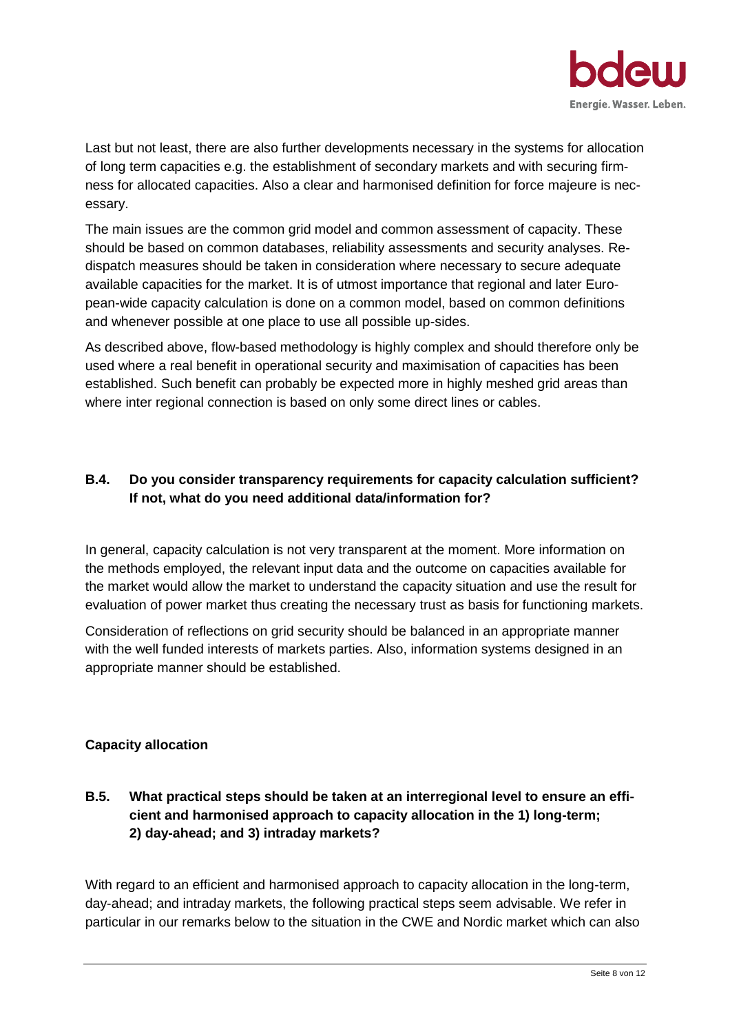Last but not least, there are also further developments necessary in the systems for allocation of long term capacities e.g. the establishment of secondary markets and with securing firmness for allocated capacities. Also a clear and harmonised definition for force majeure is necessary.

The main issues are the common grid model and common assessment of capacity. These should be based on common databases, reliability assessments and security analyses. Redispatch measures should be taken in consideration where necessary to secure adequate available capacities for the market. It is of utmost importance that regional and later European-wide capacity calculation is done on a common model, based on common definitions and whenever possible at one place to use all possible up-sides.

As described above, flow-based methodology is highly complex and should therefore only be used where a real benefit in operational security and maximisation of capacities has been established. Such benefit can probably be expected more in highly meshed grid areas than where inter regional connection is based on only some direct lines or cables.

### B.4. Do you consider transparency requirements for capacity calculation sufficient? If not, what do you need additional data/information for?

In general, capacity calculation is not very transparent at the moment. More information on the methods employed, the relevant input data and the outcome on capacities available for the market would allow the market to understand the capacity situation and use the result for evaluation of power market thus creating the necessary trust as basis for functioning markets.

Consideration of reflections on grid security should be balanced in an appropriate manner with the well funded interests of markets parties. Also, information systems designed in an appropriate manner should be established.

**Capacity allocation**

### B.5. What practical steps should be taken at an interregional level to ensure an efficient and harmonised approach to capacity allocation in the 1) long-term; 2) day-ahead; and 3) intraday markets?

With regard to an efficient and harmonised approach to capacity allocation in the long-term, day-ahead; and intraday markets, the following practical steps seem advisable. We refer in particular in our remarks below to the situation in the CWE and Nordic market which can also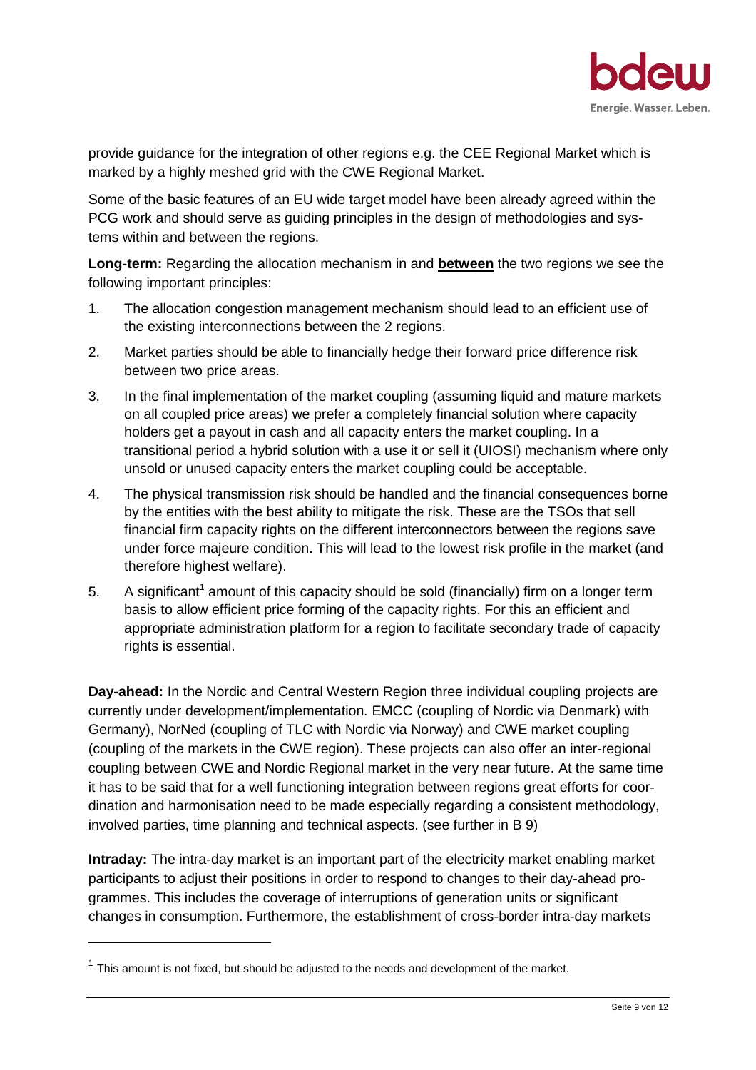provide guidance for the integration of other regions e.g. the CEE Regional Market which is marked by a highly meshed grid with the CWE Regional Market.

Some of the basic features of an EU wide target model have been already agreed within the PCG work and should serve as guiding principles in the design of methodologies and systems within and between the regions.

**Long-term:** Regarding the allocation mechanism in and **between** the two regions we see the following important principles:

1. The allocation congestion management mechanism should lead to an efficient use of the existing interconnections between the 2 regions.
2. Market parties should be able to financially hedge their forward price difference risk between two price areas.
3. In the final implementation of the market coupling (assuming liquid and mature markets on all coupled price areas) we prefer a completely financial solution where capacity holders get a payout in cash and all capacity enters the market coupling. In a transitional period a hybrid solution with a use it or sell it (UIOSI) mechanism where only unsold or unused capacity enters the market coupling could be acceptable.
4. The physical transmission risk should be handled and the financial consequences borne by the entities with the best ability to mitigate the risk. These are the TSOs that sell financial firm capacity rights on the different interconnectors between the regions save under force majeure condition. This will lead to the lowest risk profile in the market (and therefore highest welfare).
5. A significant[1] amount of this capacity should be sold (financially) firm on a longer term basis to allow efficient price forming of the capacity rights. For this an efficient and appropriate administration platform for a region to facilitate secondary trade of capacity rights is essential.

**Day-ahead:** In the Nordic and Central Western Region three individual coupling projects are currently under development/implementation. EMCC (coupling of Nordic via Denmark) with Germany), NorNed (coupling of TLC with Nordic via Norway) and CWE market coupling (coupling of the markets in the CWE region). These projects can also offer an inter-regional coupling between CWE and Nordic Regional market in the very near future. At the same time it has to be said that for a well functioning integration between regions great efforts for coordination and harmonisation need to be made especially regarding a consistent methodology, involved parties, time planning and technical aspects. (see further in B 9)

**Intraday:** The intra-day market is an important part of the electricity market enabling market participants to adjust their positions in order to respond to changes to their day-ahead programmes. This includes the coverage of interruptions of generation units or significant changes in consumption. Furthermore, the establishment of cross-border intra-day markets

[1] This amount is not fixed, but should be adjusted to the needs and development of the market.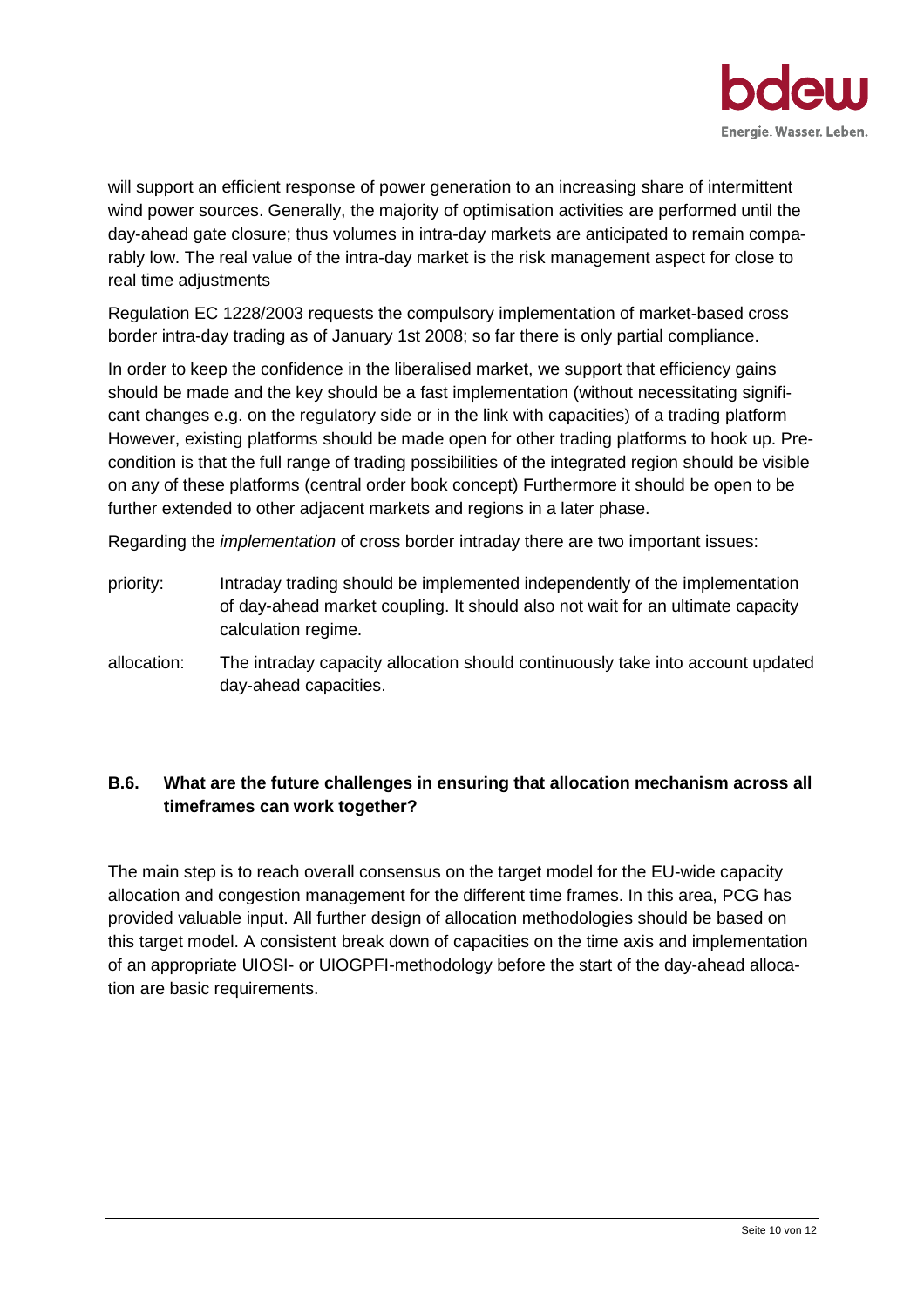will support an efficient response of power generation to an increasing share of intermittent wind power sources. Generally, the majority of optimisation activities are performed until the day-ahead gate closure; thus volumes in intra-day markets are anticipated to remain comparably low. The real value of the intra-day market is the risk management aspect for close to real time adjustments

Regulation EC 1228/2003 requests the compulsory implementation of market-based cross border intra-day trading as of January 1st 2008; so far there is only partial compliance.

In order to keep the confidence in the liberalised market, we support that efficiency gains should be made and the key should be a fast implementation (without necessitating significant changes e.g. on the regulatory side or in the link with capacities) of a trading platform However, existing platforms should be made open for other trading platforms to hook up. Precondition is that the full range of trading possibilities of the integrated region should be visible on any of these platforms (central order book concept) Furthermore it should be open to be further extended to other adjacent markets and regions in a later phase.

Regarding the *implementation* of cross border intraday there are two important issues:

- priority: Intraday trading should be implemented independently of the implementation of day-ahead market coupling. It should also not wait for an ultimate capacity calculation regime.
- allocation: The intraday capacity allocation should continuously take into account updated day-ahead capacities.

### B.6. What are the future challenges in ensuring that allocation mechanism across all timeframes can work together?

The main step is to reach overall consensus on the target model for the EU-wide capacity allocation and congestion management for the different time frames. In this area, PCG has provided valuable input. All further design of allocation methodologies should be based on this target model. A consistent break down of capacities on the time axis and implementation of an appropriate UIOSI- or UIOGPFI-methodology before the start of the day-ahead allocation are basic requirements.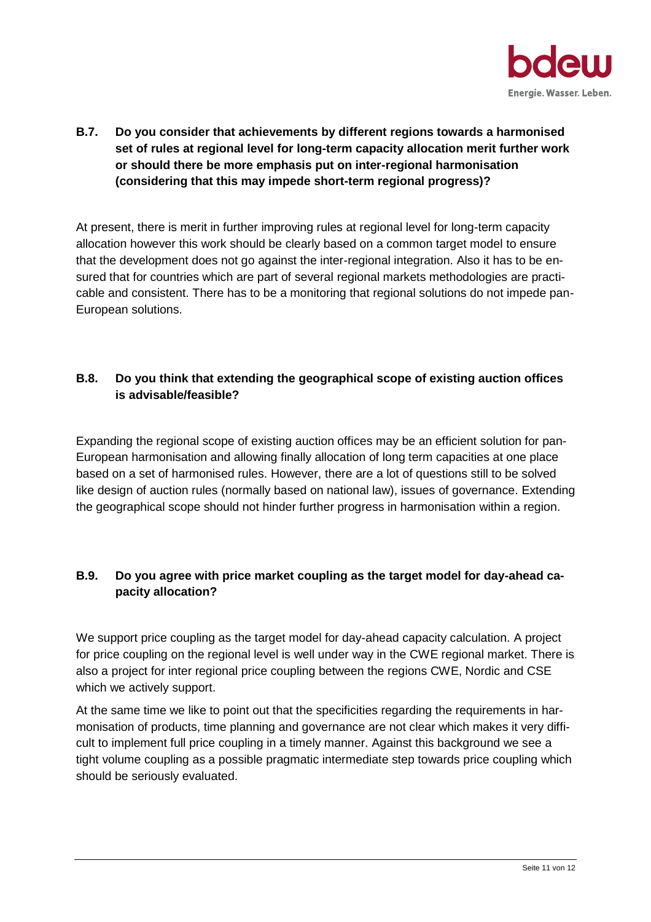**B.7. Do you consider that achievements by different regions towards a harmonised set of rules at regional level for long-term capacity allocation merit further work or should there be more emphasis put on inter-regional harmonisation (considering that this may impede short-term regional progress)?**

At present, there is merit in further improving rules at regional level for long-term capacity allocation however this work should be clearly based on a common target model to ensure that the development does not go against the inter-regional integration. Also it has to be ensured that for countries which are part of several regional markets methodologies are practicable and consistent. There has to be a monitoring that regional solutions do not impede pan-European solutions.

**B.8. Do you think that extending the geographical scope of existing auction offices is advisable/feasible?**

Expanding the regional scope of existing auction offices may be an efficient solution for pan-European harmonisation and allowing finally allocation of long term capacities at one place based on a set of harmonised rules. However, there are a lot of questions still to be solved like design of auction rules (normally based on national law), issues of governance. Extending the geographical scope should not hinder further progress in harmonisation within a region.

**B.9. Do you agree with price market coupling as the target model for day-ahead capacity allocation?**

We support price coupling as the target model for day-ahead capacity calculation. A project for price coupling on the regional level is well under way in the CWE regional market. There is also a project for inter regional price coupling between the regions CWE, Nordic and CSE which we actively support.

At the same time we like to point out that the specificities regarding the requirements in harmonisation of products, time planning and governance are not clear which makes it very difficult to implement full price coupling in a timely manner. Against this background we see a tight volume coupling as a possible pragmatic intermediate step towards price coupling which should be seriously evaluated.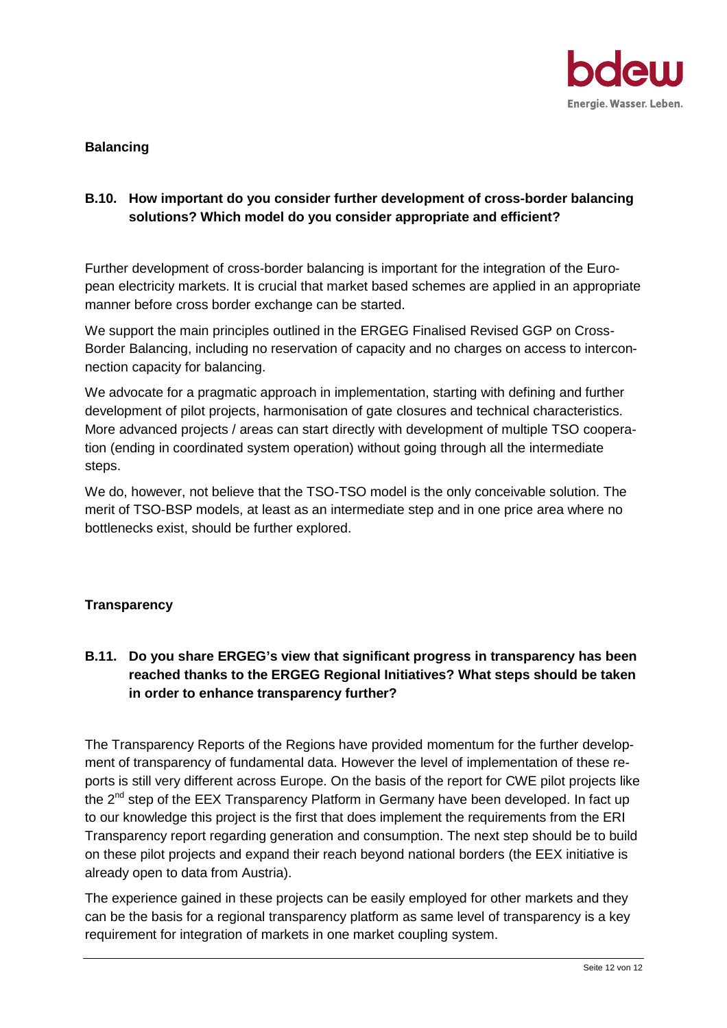## Balancing

### B.10. How important do you consider further development of cross-border balancing solutions? Which model do you consider appropriate and efficient?

Further development of cross-border balancing is important for the integration of the European electricity markets. It is crucial that market based schemes are applied in an appropriate manner before cross border exchange can be started.

We support the main principles outlined in the ERGEG Finalised Revised GGP on Cross-Border Balancing, including no reservation of capacity and no charges on access to interconnection capacity for balancing.

We advocate for a pragmatic approach in implementation, starting with defining and further development of pilot projects, harmonisation of gate closures and technical characteristics. More advanced projects / areas can start directly with development of multiple TSO cooperation (ending in coordinated system operation) without going through all the intermediate steps.

We do, however, not believe that the TSO-TSO model is the only conceivable solution. The merit of TSO-BSP models, at least as an intermediate step and in one price area where no bottlenecks exist, should be further explored.

## Transparency

### B.11. Do you share ERGEG's view that significant progress in transparency has been reached thanks to the ERGEG Regional Initiatives? What steps should be taken in order to enhance transparency further?

The Transparency Reports of the Regions have provided momentum for the further development of transparency of fundamental data. However the level of implementation of these reports is still very different across Europe. On the basis of the report for CWE pilot projects like the 2nd step of the EEX Transparency Platform in Germany have been developed. In fact up to our knowledge this project is the first that does implement the requirements from the ERI Transparency report regarding generation and consumption. The next step should be to build on these pilot projects and expand their reach beyond national borders (the EEX initiative is already open to data from Austria).

The experience gained in these projects can be easily employed for other markets and they can be the basis for a regional transparency platform as same level of transparency is a key requirement for integration of markets in one market coupling system.